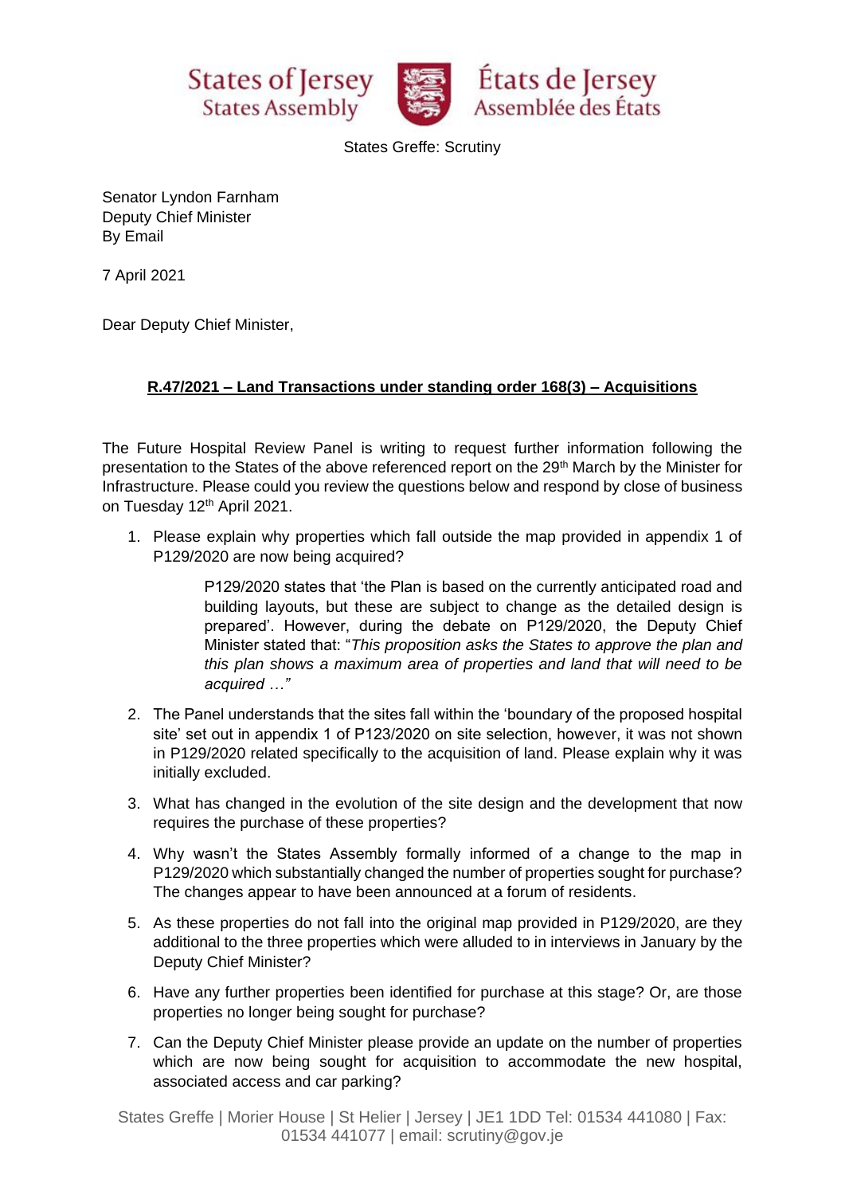States of Jersey
States Assembly

États de Jersey
Assemblée des États

States Greffe: Scrutiny

Senator Lyndon Farnham
Deputy Chief Minister
By Email

7 April 2021

Dear Deputy Chief Minister,

**R.47/2021 – Land Transactions under standing order 168(3) – Acquisitions**

The Future Hospital Review Panel is writing to request further information following the presentation to the States of the above referenced report on the 29th March by the Minister for Infrastructure. Please could you review the questions below and respond by close of business on Tuesday 12th April 2021.

1. Please explain why properties which fall outside the map provided in appendix 1 of P129/2020 are now being acquired?

   > P129/2020 states that 'the Plan is based on the currently anticipated road and building layouts, but these are subject to change as the detailed design is prepared'. However, during the debate on P129/2020, the Deputy Chief Minister stated that: "*This proposition asks the States to approve the plan and this plan shows a maximum area of properties and land that will need to be acquired …"*

2. The Panel understands that the sites fall within the 'boundary of the proposed hospital site' set out in appendix 1 of P123/2020 on site selection, however, it was not shown in P129/2020 related specifically to the acquisition of land. Please explain why it was initially excluded.

3. What has changed in the evolution of the site design and the development that now requires the purchase of these properties?

4. Why wasn't the States Assembly formally informed of a change to the map in P129/2020 which substantially changed the number of properties sought for purchase? The changes appear to have been announced at a forum of residents.

5. As these properties do not fall into the original map provided in P129/2020, are they additional to the three properties which were alluded to in interviews in January by the Deputy Chief Minister?

6. Have any further properties been identified for purchase at this stage? Or, are those properties no longer being sought for purchase?

7. Can the Deputy Chief Minister please provide an update on the number of properties which are now being sought for acquisition to accommodate the new hospital, associated access and car parking?

States Greffe | Morier House | St Helier | Jersey | JE1 1DD Tel: 01534 441080 | Fax: 01534 441077 | email: scrutiny@gov.je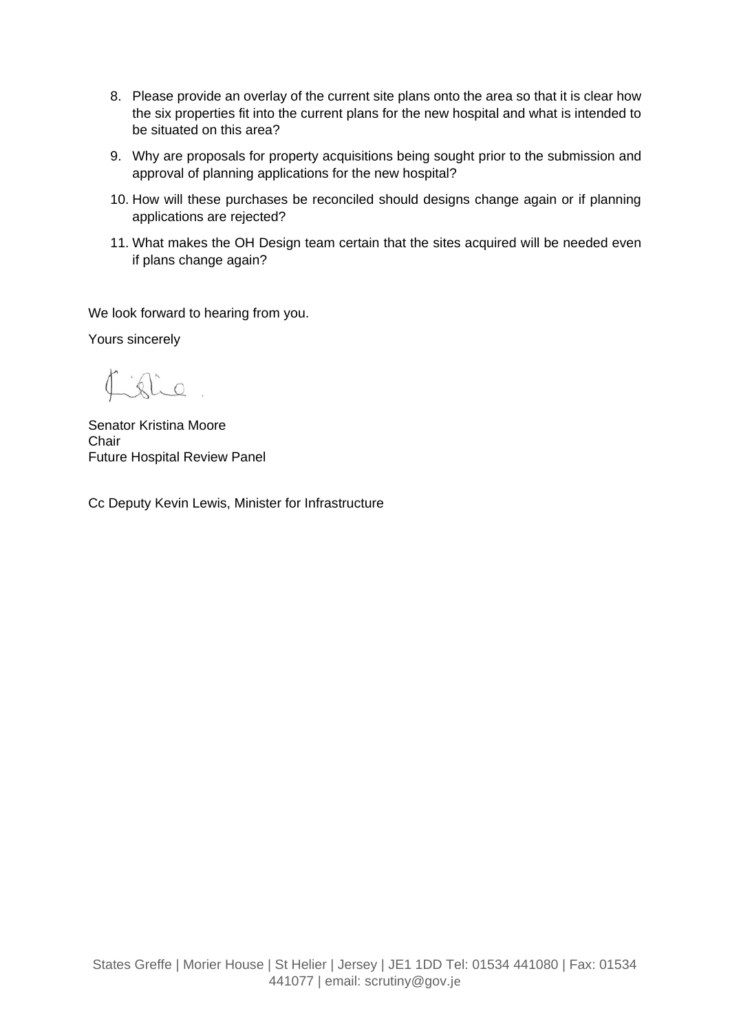8. Please provide an overlay of the current site plans onto the area so that it is clear how the six properties fit into the current plans for the new hospital and what is intended to be situated on this area?
9. Why are proposals for property acquisitions being sought prior to the submission and approval of planning applications for the new hospital?
10. How will these purchases be reconciled should designs change again or if planning applications are rejected?
11. What makes the OH Design team certain that the sites acquired will be needed even if plans change again?

We look forward to hearing from you.

Yours sincerely

Senator Kristina Moore
Chair
Future Hospital Review Panel

Cc Deputy Kevin Lewis, Minister for Infrastructure

States Greffe | Morier House | St Helier | Jersey | JE1 1DD Tel: 01534 441080 | Fax: 01534 441077 | email: scrutiny@gov.je